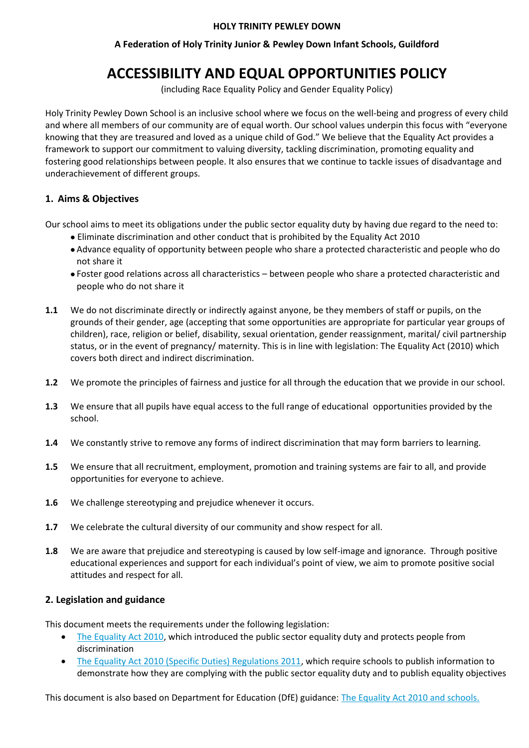**HOLY TRINITY PEWLEY DOWN**

**A Federation of Holy Trinity Junior & Pewley Down Infant Schools, Guildford**

# ACCESSIBILITY AND EQUAL OPPORTUNITIES POLICY

(including Race Equality Policy and Gender Equality Policy)

Holy Trinity Pewley Down School is an inclusive school where we focus on the well-being and progress of every child and where all members of our community are of equal worth. Our school values underpin this focus with "everyone knowing that they are treasured and loved as a unique child of God." We believe that the Equality Act provides a framework to support our commitment to valuing diversity, tackling discrimination, promoting equality and fostering good relationships between people. It also ensures that we continue to tackle issues of disadvantage and underachievement of different groups.

## 1. Aims & Objectives

Our school aims to meet its obligations under the public sector equality duty by having due regard to the need to:

- Eliminate discrimination and other conduct that is prohibited by the Equality Act 2010
- Advance equality of opportunity between people who share a protected characteristic and people who do not share it
- Foster good relations across all characteristics – between people who share a protected characteristic and people who do not share it

**1.1** We do not discriminate directly or indirectly against anyone, be they members of staff or pupils, on the grounds of their gender, age (accepting that some opportunities are appropriate for particular year groups of children), race, religion or belief, disability, sexual orientation, gender reassignment, marital/ civil partnership status, or in the event of pregnancy/ maternity. This is in line with legislation: The Equality Act (2010) which covers both direct and indirect discrimination.

**1.2** We promote the principles of fairness and justice for all through the education that we provide in our school.

**1.3** We ensure that all pupils have equal access to the full range of educational opportunities provided by the school.

**1.4** We constantly strive to remove any forms of indirect discrimination that may form barriers to learning.

**1.5** We ensure that all recruitment, employment, promotion and training systems are fair to all, and provide opportunities for everyone to achieve.

**1.6** We challenge stereotyping and prejudice whenever it occurs.

**1.7** We celebrate the cultural diversity of our community and show respect for all.

**1.8** We are aware that prejudice and stereotyping is caused by low self-image and ignorance. Through positive educational experiences and support for each individual's point of view, we aim to promote positive social attitudes and respect for all.

## 2. Legislation and guidance

This document meets the requirements under the following legislation:

- The Equality Act 2010, which introduced the public sector equality duty and protects people from discrimination
- The Equality Act 2010 (Specific Duties) Regulations 2011, which require schools to publish information to demonstrate how they are complying with the public sector equality duty and to publish equality objectives

This document is also based on Department for Education (DfE) guidance: The Equality Act 2010 and schools.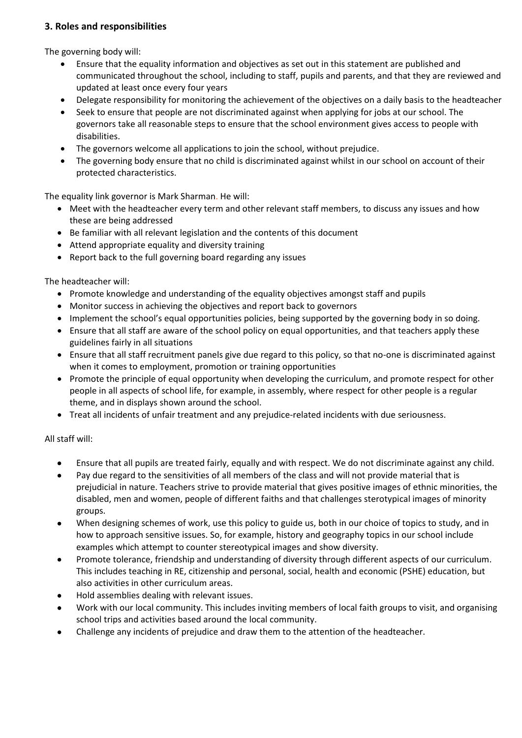### 3. Roles and responsibilities

The governing body will:

- Ensure that the equality information and objectives as set out in this statement are published and communicated throughout the school, including to staff, pupils and parents, and that they are reviewed and updated at least once every four years
- Delegate responsibility for monitoring the achievement of the objectives on a daily basis to the headteacher
- Seek to ensure that people are not discriminated against when applying for jobs at our school. The governors take all reasonable steps to ensure that the school environment gives access to people with disabilities.
- The governors welcome all applications to join the school, without prejudice.
- The governing body ensure that no child is discriminated against whilst in our school on account of their protected characteristics.

The equality link governor is Mark Sharman. He will:

- Meet with the headteacher every term and other relevant staff members, to discuss any issues and how these are being addressed
- Be familiar with all relevant legislation and the contents of this document
- Attend appropriate equality and diversity training
- Report back to the full governing board regarding any issues

The headteacher will:

- Promote knowledge and understanding of the equality objectives amongst staff and pupils
- Monitor success in achieving the objectives and report back to governors
- Implement the school's equal opportunities policies, being supported by the governing body in so doing.
- Ensure that all staff are aware of the school policy on equal opportunities, and that teachers apply these guidelines fairly in all situations
- Ensure that all staff recruitment panels give due regard to this policy, so that no-one is discriminated against when it comes to employment, promotion or training opportunities
- Promote the principle of equal opportunity when developing the curriculum, and promote respect for other people in all aspects of school life, for example, in assembly, where respect for other people is a regular theme, and in displays shown around the school.
- Treat all incidents of unfair treatment and any prejudice-related incidents with due seriousness.

All staff will:

- Ensure that all pupils are treated fairly, equally and with respect. We do not discriminate against any child.
- Pay due regard to the sensitivities of all members of the class and will not provide material that is prejudicial in nature. Teachers strive to provide material that gives positive images of ethnic minorities, the disabled, men and women, people of different faiths and that challenges sterotypical images of minority groups.
- When designing schemes of work, use this policy to guide us, both in our choice of topics to study, and in how to approach sensitive issues. So, for example, history and geography topics in our school include examples which attempt to counter stereotypical images and show diversity.
- Promote tolerance, friendship and understanding of diversity through different aspects of our curriculum. This includes teaching in RE, citizenship and personal, social, health and economic (PSHE) education, but also activities in other curriculum areas.
- Hold assemblies dealing with relevant issues.
- Work with our local community. This includes inviting members of local faith groups to visit, and organising school trips and activities based around the local community.
- Challenge any incidents of prejudice and draw them to the attention of the headteacher.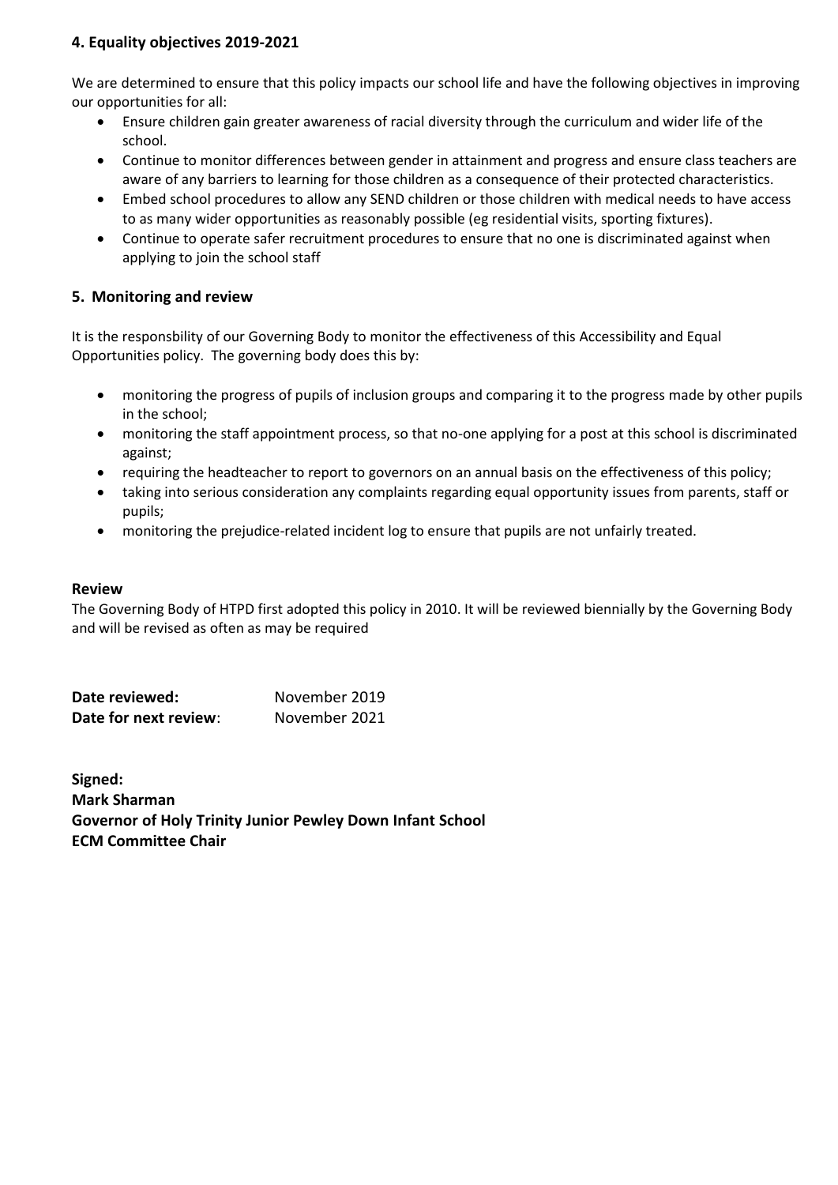## 4. Equality objectives 2019-2021

We are determined to ensure that this policy impacts our school life and have the following objectives in improving our opportunities for all:

- Ensure children gain greater awareness of racial diversity through the curriculum and wider life of the school.
- Continue to monitor differences between gender in attainment and progress and ensure class teachers are aware of any barriers to learning for those children as a consequence of their protected characteristics.
- Embed school procedures to allow any SEND children or those children with medical needs to have access to as many wider opportunities as reasonably possible (eg residential visits, sporting fixtures).
- Continue to operate safer recruitment procedures to ensure that no one is discriminated against when applying to join the school staff

## 5. Monitoring and review

It is the responsbility of our Governing Body to monitor the effectiveness of this Accessibility and Equal Opportunities policy. The governing body does this by:

- monitoring the progress of pupils of inclusion groups and comparing it to the progress made by other pupils in the school;
- monitoring the staff appointment process, so that no-one applying for a post at this school is discriminated against;
- requiring the headteacher to report to governors on an annual basis on the effectiveness of this policy;
- taking into serious consideration any complaints regarding equal opportunity issues from parents, staff or pupils;
- monitoring the prejudice-related incident log to ensure that pupils are not unfairly treated.

### Review

The Governing Body of HTPD first adopted this policy in 2010. It will be reviewed biennially by the Governing Body and will be revised as often as may be required

**Date reviewed:** November 2019
**Date for next review**: November 2021

**Signed:**
**Mark Sharman**
**Governor of Holy Trinity Junior Pewley Down Infant School**
**ECM Committee Chair**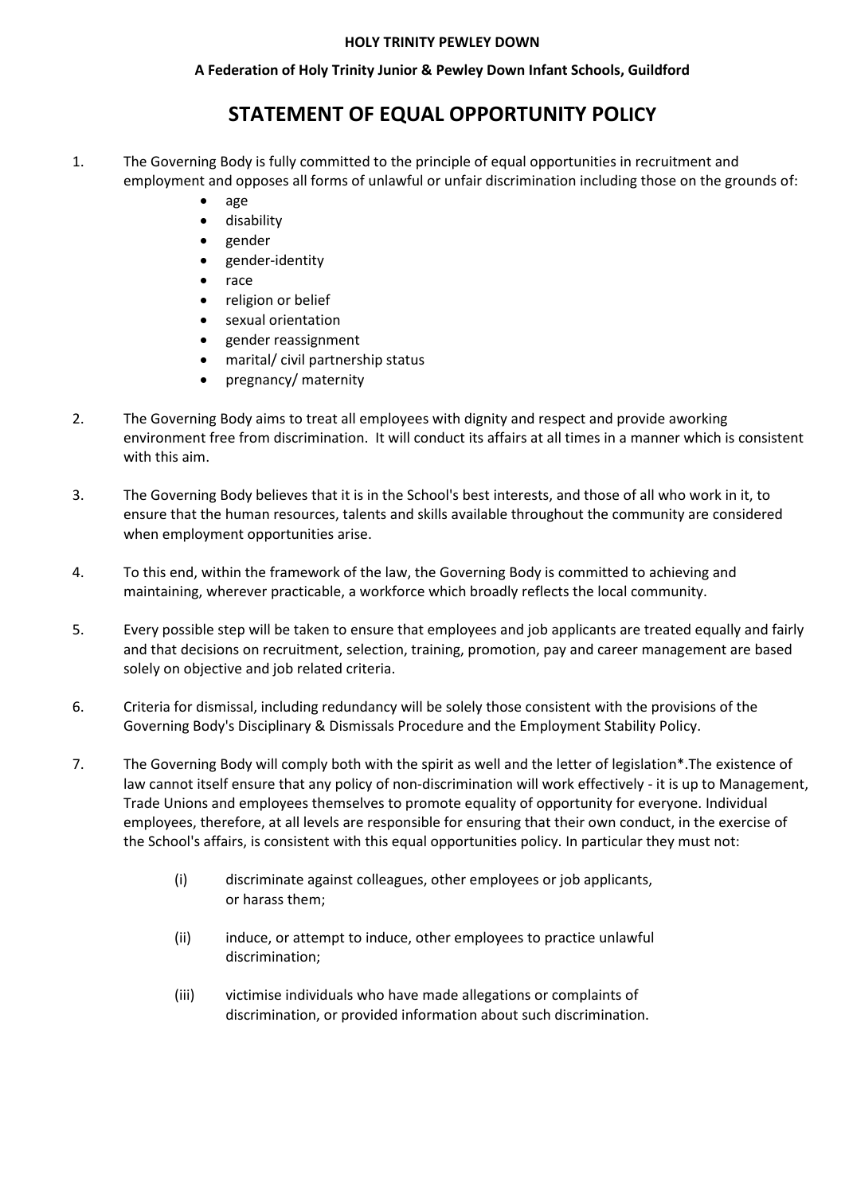**HOLY TRINITY PEWLEY DOWN**

**A Federation of Holy Trinity Junior & Pewley Down Infant Schools, Guildford**

# STATEMENT OF EQUAL OPPORTUNITY POLICY

1. The Governing Body is fully committed to the principle of equal opportunities in recruitment and employment and opposes all forms of unlawful or unfair discrimination including those on the grounds of:
   - age
   - disability
   - gender
   - gender-identity
   - race
   - religion or belief
   - sexual orientation
   - gender reassignment
   - marital/ civil partnership status
   - pregnancy/ maternity

2. The Governing Body aims to treat all employees with dignity and respect and provide aworking environment free from discrimination. It will conduct its affairs at all times in a manner which is consistent with this aim.

3. The Governing Body believes that it is in the School's best interests, and those of all who work in it, to ensure that the human resources, talents and skills available throughout the community are considered when employment opportunities arise.

4. To this end, within the framework of the law, the Governing Body is committed to achieving and maintaining, wherever practicable, a workforce which broadly reflects the local community.

5. Every possible step will be taken to ensure that employees and job applicants are treated equally and fairly and that decisions on recruitment, selection, training, promotion, pay and career management are based solely on objective and job related criteria.

6. Criteria for dismissal, including redundancy will be solely those consistent with the provisions of the Governing Body's Disciplinary & Dismissals Procedure and the Employment Stability Policy.

7. The Governing Body will comply both with the spirit as well and the letter of legislation*.The existence of law cannot itself ensure that any policy of non-discrimination will work effectively - it is up to Management, Trade Unions and employees themselves to promote equality of opportunity for everyone. Individual employees, therefore, at all levels are responsible for ensuring that their own conduct, in the exercise of the School's affairs, is consistent with this equal opportunities policy. In particular they must not:

   (i) discriminate against colleagues, other employees or job applicants, or harass them;

   (ii) induce, or attempt to induce, other employees to practice unlawful discrimination;

   (iii) victimise individuals who have made allegations or complaints of discrimination, or provided information about such discrimination.